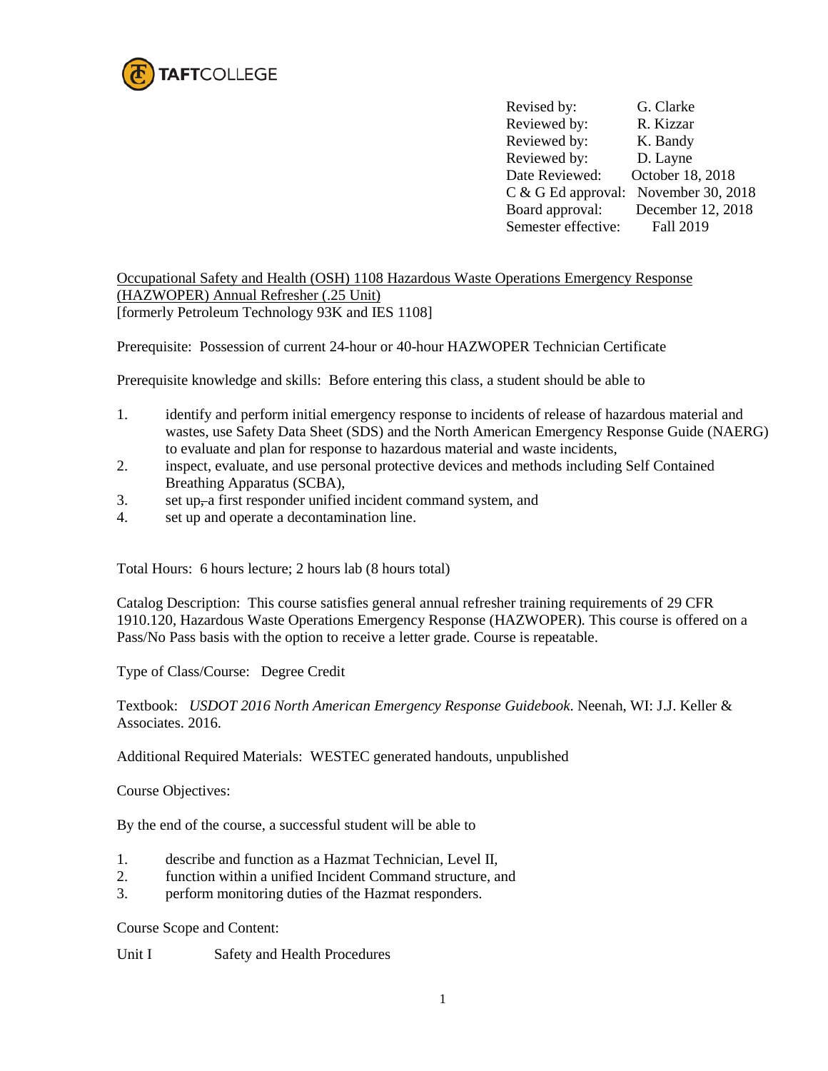TAFTCOLLEGE

| | |
|---|---|
| Revised by: | G. Clarke |
| Reviewed by: | R. Kizzar |
| Reviewed by: | K. Bandy |
| Reviewed by: | D. Layne |
| Date Reviewed: | October 18, 2018 |
| C & G Ed approval: | November 30, 2018 |
| Board approval: | December 12, 2018 |
| Semester effective: | Fall 2019 |

Occupational Safety and Health (OSH) 1108 Hazardous Waste Operations Emergency Response (HAZWOPER) Annual Refresher (.25 Unit)
[formerly Petroleum Technology 93K and IES 1108]

Prerequisite: Possession of current 24-hour or 40-hour HAZWOPER Technician Certificate

Prerequisite knowledge and skills: Before entering this class, a student should be able to

1. identify and perform initial emergency response to incidents of release of hazardous material and wastes, use Safety Data Sheet (SDS) and the North American Emergency Response Guide (NAERG) to evaluate and plan for response to hazardous material and waste incidents,
2. inspect, evaluate, and use personal protective devices and methods including Self Contained Breathing Apparatus (SCBA),
3. set up, a first responder unified incident command system, and
4. set up and operate a decontamination line.

Total Hours: 6 hours lecture; 2 hours lab (8 hours total)

Catalog Description: This course satisfies general annual refresher training requirements of 29 CFR 1910.120, Hazardous Waste Operations Emergency Response (HAZWOPER). This course is offered on a Pass/No Pass basis with the option to receive a letter grade. Course is repeatable.

Type of Class/Course: Degree Credit

Textbook: *USDOT 2016 North American Emergency Response Guidebook*. Neenah, WI: J.J. Keller & Associates. 2016.

Additional Required Materials: WESTEC generated handouts, unpublished

Course Objectives:

By the end of the course, a successful student will be able to

1. describe and function as a Hazmat Technician, Level II,
2. function within a unified Incident Command structure, and
3. perform monitoring duties of the Hazmat responders.

Course Scope and Content:

Unit I Safety and Health Procedures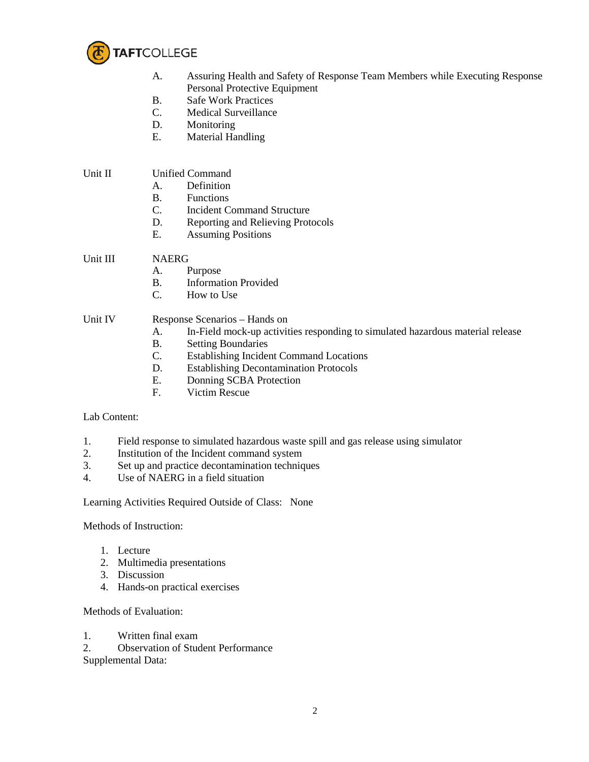A. Assuring Health and Safety of Response Team Members while Executing Response Personal Protective Equipment
B. Safe Work Practices
C. Medical Surveillance
D. Monitoring
E. Material Handling

Unit II Unified Command

A. Definition
B. Functions
C. Incident Command Structure
D. Reporting and Relieving Protocols
E. Assuming Positions

Unit III NAERG

A. Purpose
B. Information Provided
C. How to Use

Unit IV Response Scenarios – Hands on

A. In-Field mock-up activities responding to simulated hazardous material release
B. Setting Boundaries
C. Establishing Incident Command Locations
D. Establishing Decontamination Protocols
E. Donning SCBA Protection
F. Victim Rescue

Lab Content:

1. Field response to simulated hazardous waste spill and gas release using simulator
2. Institution of the Incident command system
3. Set up and practice decontamination techniques
4. Use of NAERG in a field situation

Learning Activities Required Outside of Class: None

Methods of Instruction:

1. Lecture
2. Multimedia presentations
3. Discussion
4. Hands-on practical exercises

Methods of Evaluation:

1. Written final exam
2. Observation of Student Performance

Supplemental Data: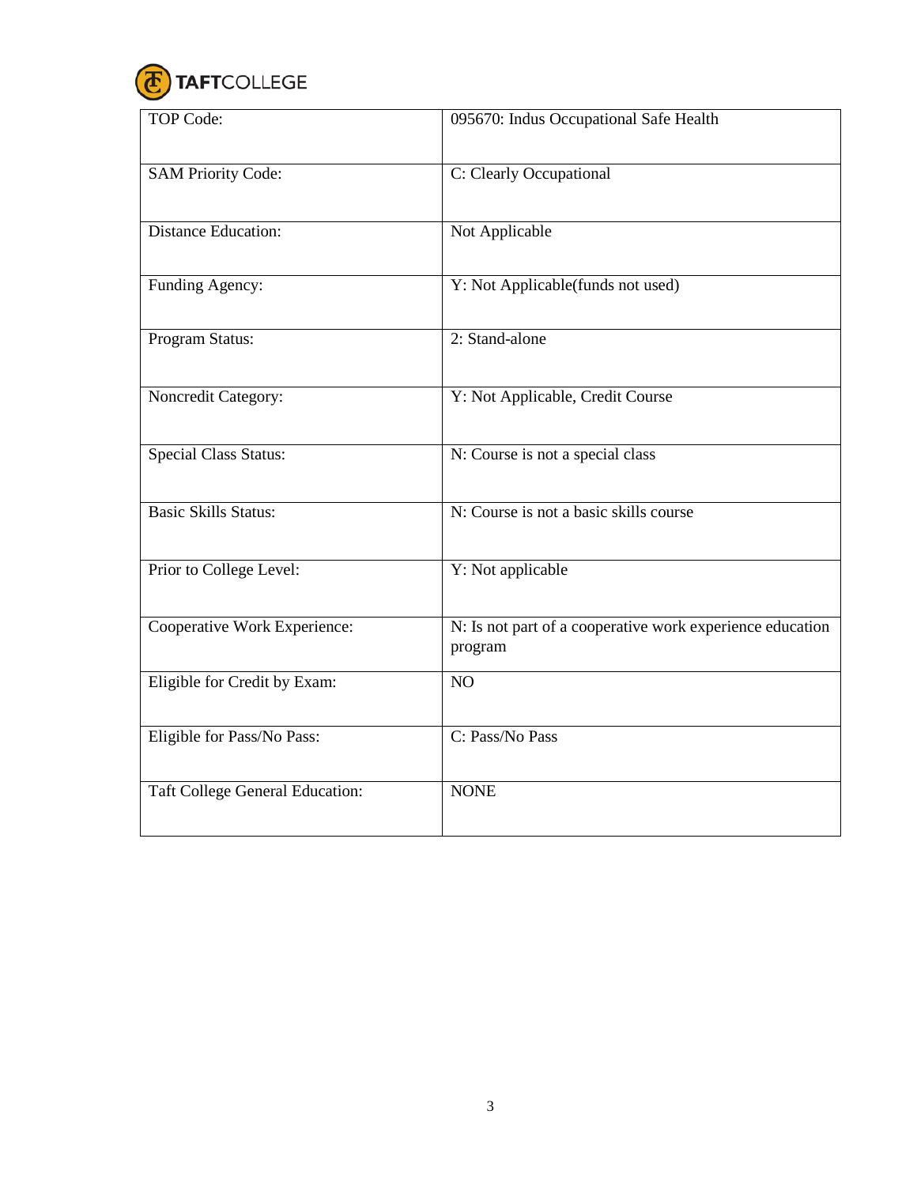| | |
|---|---|
| TOP Code: | 095670: Indus Occupational Safe Health |
| SAM Priority Code: | C: Clearly Occupational |
| Distance Education: | Not Applicable |
| Funding Agency: | Y: Not Applicable(funds not used) |
| Program Status: | 2: Stand-alone |
| Noncredit Category: | Y: Not Applicable, Credit Course |
| Special Class Status: | N: Course is not a special class |
| Basic Skills Status: | N: Course is not a basic skills course |
| Prior to College Level: | Y: Not applicable |
| Cooperative Work Experience: | N: Is not part of a cooperative work experience education program |
| Eligible for Credit by Exam: | NO |
| Eligible for Pass/No Pass: | C: Pass/No Pass |
| Taft College General Education: | NONE |